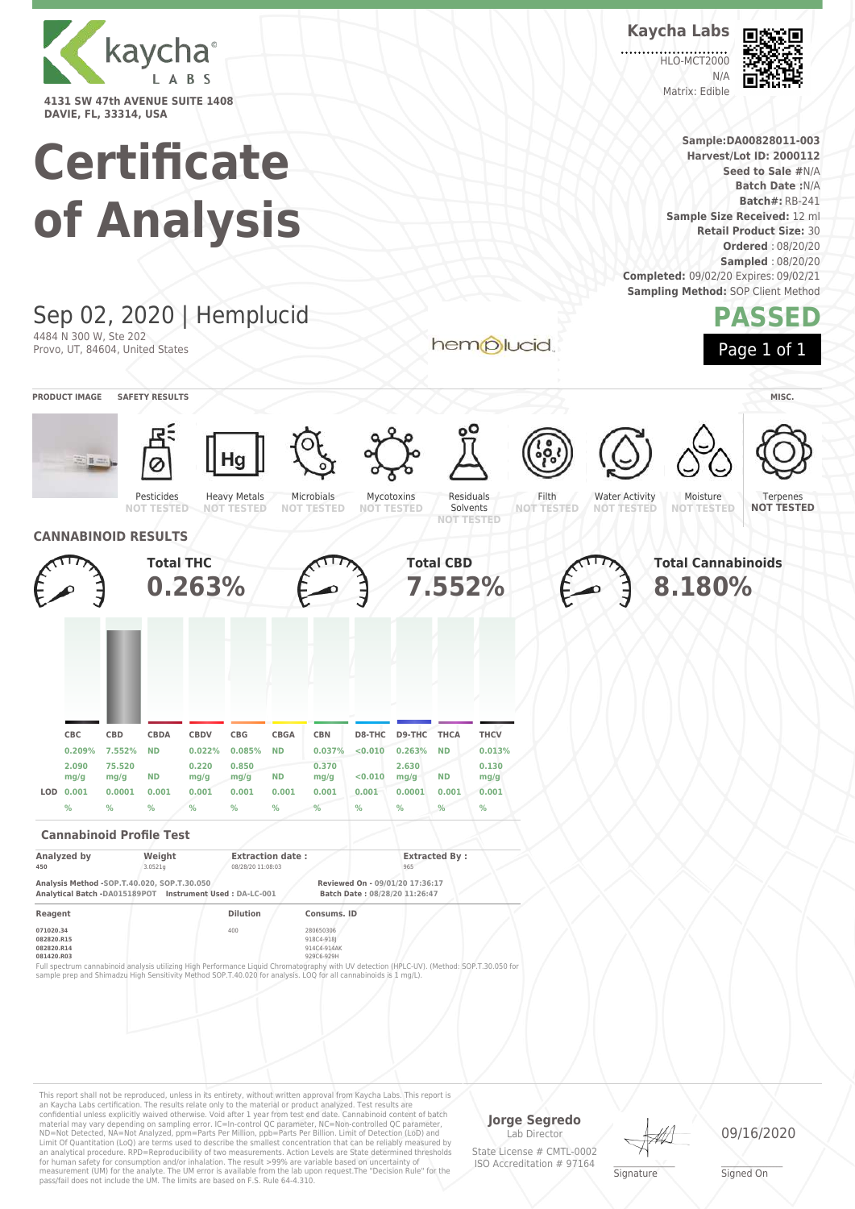kaycha LABS

4131 SW 47th AVENUE SUITE 1408
DAVIE, FL, 33314, USA

# Certificate of Analysis

**Kaycha Labs**

HLO-MCT2000
N/A
Matrix: Edible

**Sample:DA00828011-003**
**Harvest/Lot ID: 2000112**
**Seed to Sale #**N/A
**Batch Date :**N/A
**Batch#:** RB-241
**Sample Size Received:** 12 ml
**Retail Product Size:** 30
**Ordered** : 08/20/20
**Sampled** : 08/20/20
**Completed:** 09/02/20 Expires: 09/02/21
**Sampling Method:** SOP Client Method

## Sep 02, 2020 | Hemplucid

4484 N 300 W, Ste 202
Provo, UT, 84604, United States

hemplucid

**PASSED**

**PRODUCT IMAGE** **SAFETY RESULTS** **MISC.**

| Pesticides | Heavy Metals | Microbials | Mycotoxins | Residuals Solvents | Filth | Water Activity | Moisture | Terpenes |
|---|---|---|---|---|---|---|---|---|
| NOT TESTED | NOT TESTED | NOT TESTED | NOT TESTED | NOT TESTED | NOT TESTED | NOT TESTED | NOT TESTED | NOT TESTED |

## CANNABINOID RESULTS

**Total THC** **0.263%**

**Total CBD** **7.552%**

**Total Cannabinoids** **8.180%**

| | CBC | CBD | CBDA | CBDV | CBG | CBGA | CBN | D8-THC | D9-THC | THCA | THCV |
|---|---|---|---|---|---|---|---|---|---|---|---|
| | 0.209% | 7.552% | ND | 0.022% | 0.085% | ND | 0.037% | <0.010 | 0.263% | ND | 0.013% |
| | 2.090 mg/g | 75.520 mg/g | ND | 0.220 mg/g | 0.850 mg/g | ND | 0.370 mg/g | <0.010 | 2.630 mg/g | ND | 0.130 mg/g |
| LOD | 0.001 | 0.0001 | 0.001 | 0.001 | 0.001 | 0.001 | 0.001 | 0.001 | 0.0001 | 0.001 | 0.001 |
| | % | % | % | % | % | % | % | % | % | % | % |

### Cannabinoid Profile Test

| Analyzed by | Weight | Extraction date : | Extracted By : |
|---|---|---|---|
| 450 | 3.0521g | 08/28/20 11:08:03 | 965 |

**Analysis Method -SOP.T.40.020, SOP.T.30.050**
**Analytical Batch -DA015189POT** **Instrument Used : DA-LC-001**
**Reviewed On - 09/01/20 17:36:17**
**Batch Date : 08/28/20 11:26:47**

| Reagent | Dilution | Consums. ID |
|---|---|---|
| 071020.34<br>082820.R15<br>082820.R14<br>081420.R03 | 400 | 280650306<br>918C4-918J<br>914C4-914AK<br>929C6-929H |

Full spectrum cannabinoid analysis utilizing High Performance Liquid Chromatography with UV detection (HPLC-UV). (Method: SOP.T.30.050 for sample prep and Shimadzu High Sensitivity Method SOP.T.40.020 for analysis. LOQ for all cannabinoids is 1 mg/L).

This report shall not be reproduced, unless in its entirety, without written approval from Kaycha Labs. This report is an Kaycha Labs certification. The results relate only to the material or product analyzed. Test results are confidential unless explicitly waived otherwise. Void after 1 year from test end date. Cannabinoid content of batch material may vary depending on sampling error. IC=In-control QC parameter, NC=Non-controlled QC parameter, ND=Not Detected, NA=Not Analyzed, ppm=Parts Per Million, ppb=Parts Per Billion. Limit of Detection (LoD) and Limit Of Quantitation (LoQ) are terms used to describe the smallest concentration that can be reliably measured by an analytical procedure. RPD=Reproducibility of two measurements. Action Levels are State determined thresholds for human safety for consumption and/or inhalation. The result >99% are variable based on uncertainty of measurement (UM) for the analyte. The UM error is available from the lab upon request.The "Decision Rule" for the pass/fail does not include the UM. The limits are based on F.S. Rule 64-4.310.

**Jorge Segredo**
Lab Director
State License # CMTL-0002
ISO Accreditation # 97164

Signature

09/16/2020
Signed On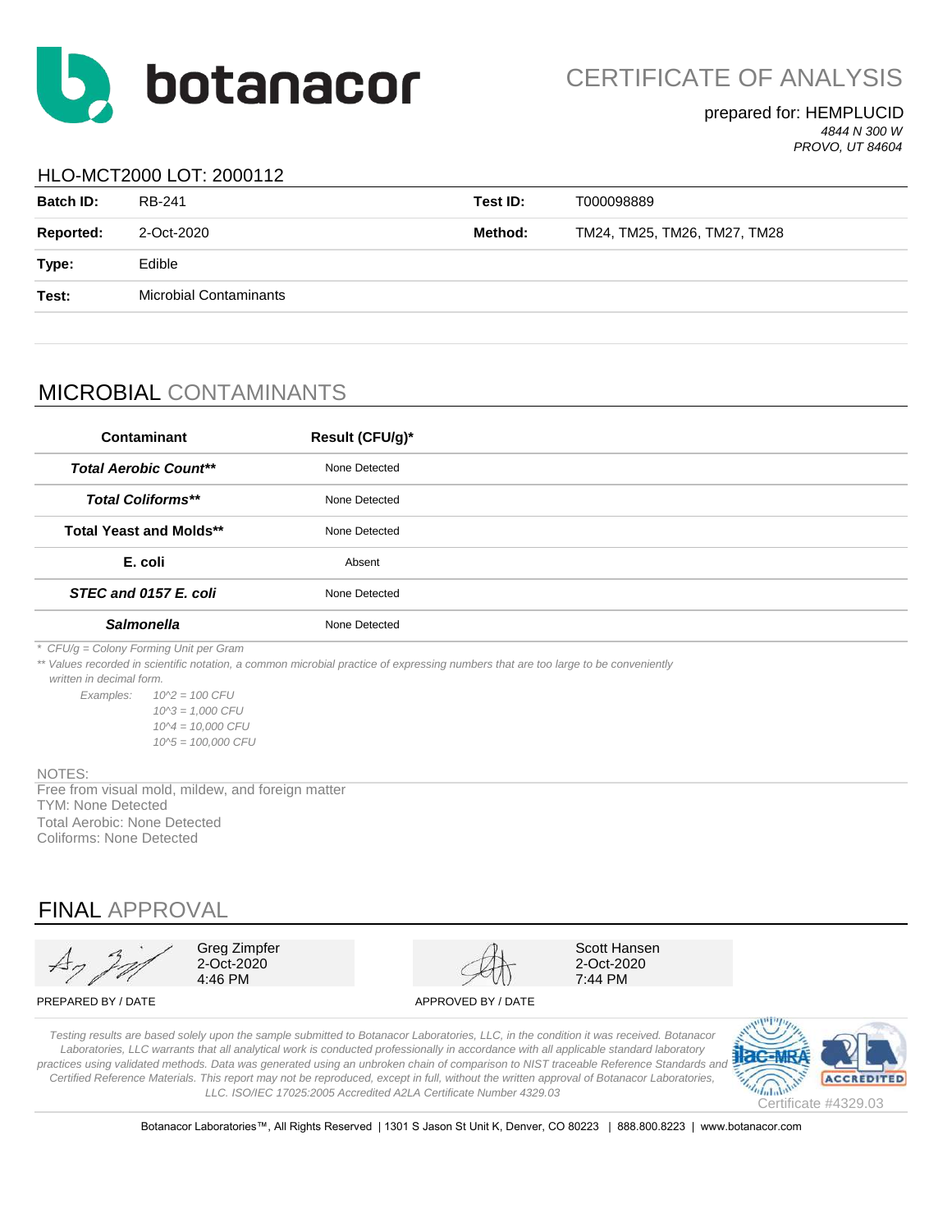# botanacor

## CERTIFICATE OF ANALYSIS

prepared for: HEMPLUCID
*4844 N 300 W*
*PROVO, UT 84604*

### HLO-MCT2000 LOT: 2000112

| | | | |
|---|---|---|---|
| **Batch ID:** | RB-241 | **Test ID:** | T000098889 |
| **Reported:** | 2-Oct-2020 | **Method:** | TM24, TM25, TM26, TM27, TM28 |
| **Type:** | Edible | | |
| **Test:** | Microbial Contaminants | | |

## MICROBIAL CONTAMINANTS

| Contaminant | Result (CFU/g)* |
|---|---|
| ***Total Aerobic Count**** | None Detected |
| ***Total Coliforms**** | None Detected |
| **Total Yeast and Molds**** | None Detected |
| **E. coli** | Absent |
| ***STEC and 0157 E. coli*** | None Detected |
| ***Salmonella*** | None Detected |

*\* CFU/g = Colony Forming Unit per Gram*

*\*\* Values recorded in scientific notation, a common microbial practice of expressing numbers that are too large to be conveniently written in decimal form.*

*Examples:*
*$10^2$ = 100 CFU*
*$10^3$ = 1,000 CFU*
*$10^4$ = 10,000 CFU*
*$10^5$ = 100,000 CFU*

NOTES:
Free from visual mold, mildew, and foreign matter
TYM: None Detected
Total Aerobic: None Detected
Coliforms: None Detected

## FINAL APPROVAL

| PREPARED BY / DATE | APPROVED BY / DATE |
|---|---|
| Greg Zimpfer<br>2-Oct-2020<br>4:46 PM | Scott Hansen<br>2-Oct-2020<br>7:44 PM |

*Testing results are based solely upon the sample submitted to Botanacor Laboratories, LLC, in the condition it was received. Botanacor Laboratories, LLC warrants that all analytical work is conducted professionally in accordance with all applicable standard laboratory practices using validated methods. Data was generated using an unbroken chain of comparison to NIST traceable Reference Standards and Certified Reference Materials. This report may not be reproduced, except in full, without the written approval of Botanacor Laboratories, LLC. ISO/IEC 17025:2005 Accredited A2LA Certificate Number 4329.03*

ilac-MRA A2LA ACCREDITED
Certificate #4329.03

Botanacor Laboratories™, All Rights Reserved | 1301 S Jason St Unit K, Denver, CO 80223 | 888.800.8223 | www.botanacor.com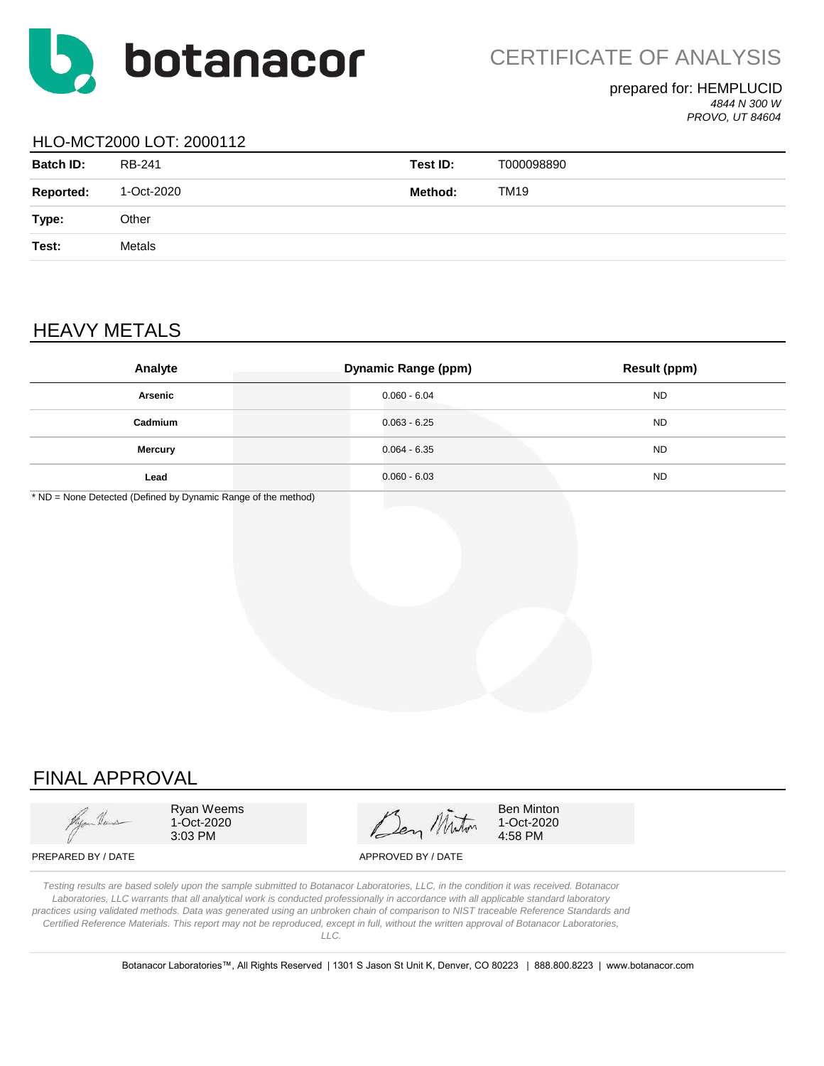botanacor

# CERTIFICATE OF ANALYSIS

prepared for: HEMPLUCID
*4844 N 300 W*
*PROVO, UT 84604*

## HLO-MCT2000 LOT: 2000112

| | | | |
|---|---|---|---|
| **Batch ID:** | RB-241 | **Test ID:** | T000098890 |
| **Reported:** | 1-Oct-2020 | **Method:** | TM19 |
| **Type:** | Other | | |
| **Test:** | Metals | | |

## HEAVY METALS

| Analyte | Dynamic Range (ppm) | Result (ppm) |
|---|---|---|
| **Arsenic** | 0.060 - 6.04 | ND |
| **Cadmium** | 0.063 - 6.25 | ND |
| **Mercury** | 0.064 - 6.35 | ND |
| **Lead** | 0.060 - 6.03 | ND |

* ND = None Detected (Defined by Dynamic Range of the method)

## FINAL APPROVAL

| | |
|---|---|
| Ryan Weems<br>1-Oct-2020<br>3:03 PM | Ben Minton<br>1-Oct-2020<br>4:58 PM |
| PREPARED BY / DATE | APPROVED BY / DATE |

*Testing results are based solely upon the sample submitted to Botanacor Laboratories, LLC, in the condition it was received. Botanacor Laboratories, LLC warrants that all analytical work is conducted professionally in accordance with all applicable standard laboratory practices using validated methods. Data was generated using an unbroken chain of comparison to NIST traceable Reference Standards and Certified Reference Materials. This report may not be reproduced, except in full, without the written approval of Botanacor Laboratories, LLC.*

Botanacor Laboratories™, All Rights Reserved | 1301 S Jason St Unit K, Denver, CO 80223 | 888.800.8223 | www.botanacor.com